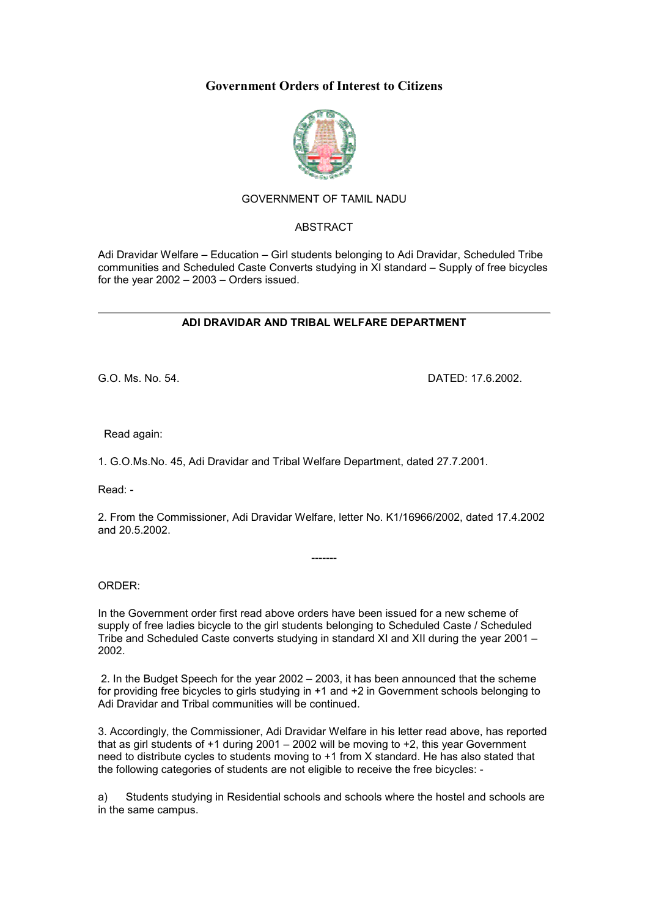# Government Orders of Interest to Citizens

GOVERNMENT OF TAMIL NADU

ABSTRACT

Adi Dravidar Welfare – Education – Girl students belonging to Adi Dravidar, Scheduled Tribe communities and Scheduled Caste Converts studying in XI standard – Supply of free bicycles for the year 2002 – 2003 – Orders issued.

---

**ADI DRAVIDAR AND TRIBAL WELFARE DEPARTMENT**

G.O. Ms. No. 54. DATED: 17.6.2002.

Read again:

1. G.O.Ms.No. 45, Adi Dravidar and Tribal Welfare Department, dated 27.7.2001.

Read: -

2. From the Commissioner, Adi Dravidar Welfare, letter No. K1/16966/2002, dated 17.4.2002 and 20.5.2002.

-------

ORDER:

In the Government order first read above orders have been issued for a new scheme of supply of free ladies bicycle to the girl students belonging to Scheduled Caste / Scheduled Tribe and Scheduled Caste converts studying in standard XI and XII during the year 2001 – 2002.

2. In the Budget Speech for the year 2002 – 2003, it has been announced that the scheme for providing free bicycles to girls studying in +1 and +2 in Government schools belonging to Adi Dravidar and Tribal communities will be continued.

3. Accordingly, the Commissioner, Adi Dravidar Welfare in his letter read above, has reported that as girl students of +1 during 2001 – 2002 will be moving to +2, this year Government need to distribute cycles to students moving to +1 from X standard. He has also stated that the following categories of students are not eligible to receive the free bicycles: -

a) Students studying in Residential schools and schools where the hostel and schools are in the same campus.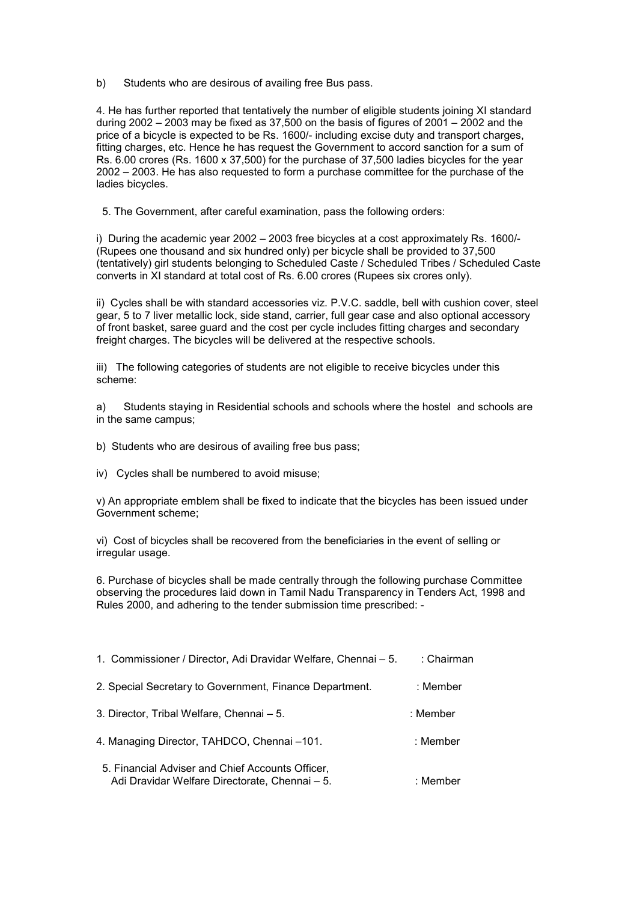b) Students who are desirous of availing free Bus pass.

4. He has further reported that tentatively the number of eligible students joining XI standard during 2002 – 2003 may be fixed as 37,500 on the basis of figures of 2001 – 2002 and the price of a bicycle is expected to be Rs. 1600/- including excise duty and transport charges, fitting charges, etc. Hence he has request the Government to accord sanction for a sum of Rs. 6.00 crores (Rs. 1600 x 37,500) for the purchase of 37,500 ladies bicycles for the year 2002 – 2003. He has also requested to form a purchase committee for the purchase of the ladies bicycles.

5. The Government, after careful examination, pass the following orders:

i) During the academic year 2002 – 2003 free bicycles at a cost approximately Rs. 1600/- (Rupees one thousand and six hundred only) per bicycle shall be provided to 37,500 (tentatively) girl students belonging to Scheduled Caste / Scheduled Tribes / Scheduled Caste converts in XI standard at total cost of Rs. 6.00 crores (Rupees six crores only).

ii) Cycles shall be with standard accessories viz. P.V.C. saddle, bell with cushion cover, steel gear, 5 to 7 liver metallic lock, side stand, carrier, full gear case and also optional accessory of front basket, saree guard and the cost per cycle includes fitting charges and secondary freight charges. The bicycles will be delivered at the respective schools.

iii) The following categories of students are not eligible to receive bicycles under this scheme:

a) Students staying in Residential schools and schools where the hostel and schools are in the same campus;

b) Students who are desirous of availing free bus pass;

iv) Cycles shall be numbered to avoid misuse;

v) An appropriate emblem shall be fixed to indicate that the bicycles has been issued under Government scheme;

vi) Cost of bicycles shall be recovered from the beneficiaries in the event of selling or irregular usage.

6. Purchase of bicycles shall be made centrally through the following purchase Committee observing the procedures laid down in Tamil Nadu Transparency in Tenders Act, 1998 and Rules 2000, and adhering to the tender submission time prescribed: -

| | |
|---|---|
| 1. Commissioner / Director, Adi Dravidar Welfare, Chennai – 5. | : Chairman |
| 2. Special Secretary to Government, Finance Department. | : Member |
| 3. Director, Tribal Welfare, Chennai – 5. | : Member |
| 4. Managing Director, TAHDCO, Chennai –101. | : Member |
| 5. Financial Adviser and Chief Accounts Officer, Adi Dravidar Welfare Directorate, Chennai – 5. | : Member |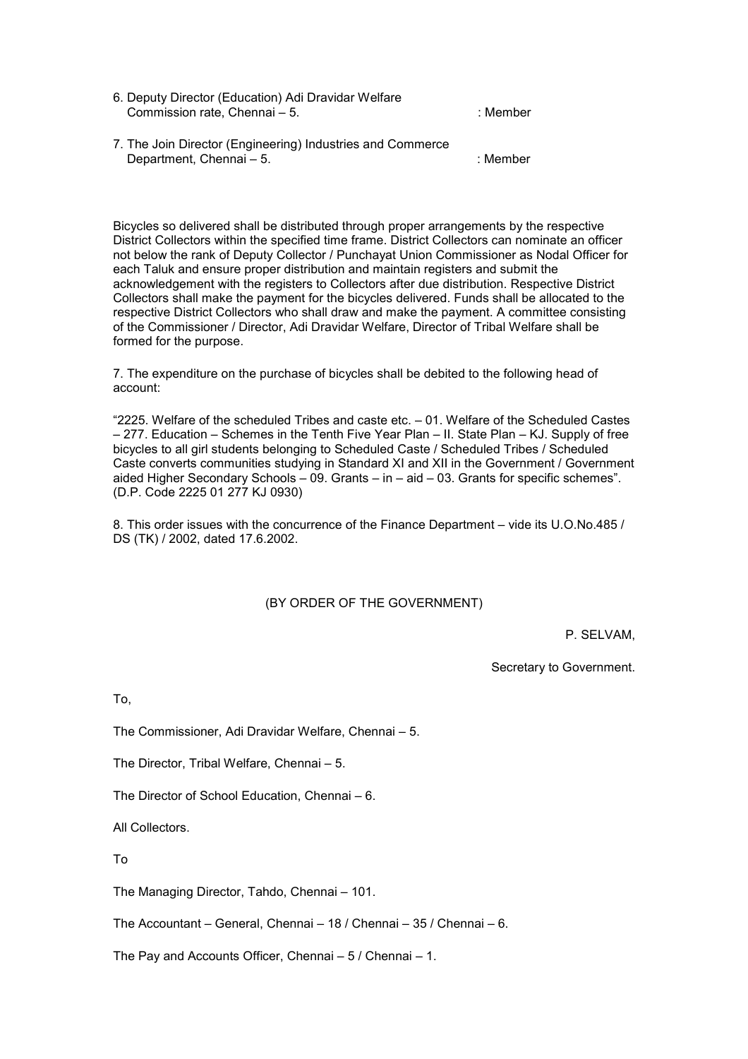6. Deputy Director (Education) Adi Dravidar Welfare Commission rate, Chennai – 5. : Member

7. The Join Director (Engineering) Industries and Commerce Department, Chennai – 5. : Member

Bicycles so delivered shall be distributed through proper arrangements by the respective District Collectors within the specified time frame. District Collectors can nominate an officer not below the rank of Deputy Collector / Punchayat Union Commissioner as Nodal Officer for each Taluk and ensure proper distribution and maintain registers and submit the acknowledgement with the registers to Collectors after due distribution. Respective District Collectors shall make the payment for the bicycles delivered. Funds shall be allocated to the respective District Collectors who shall draw and make the payment. A committee consisting of the Commissioner / Director, Adi Dravidar Welfare, Director of Tribal Welfare shall be formed for the purpose.

7. The expenditure on the purchase of bicycles shall be debited to the following head of account:

"2225. Welfare of the scheduled Tribes and caste etc. – 01. Welfare of the Scheduled Castes – 277. Education – Schemes in the Tenth Five Year Plan – II. State Plan – KJ. Supply of free bicycles to all girl students belonging to Scheduled Caste / Scheduled Tribes / Scheduled Caste converts communities studying in Standard XI and XII in the Government / Government aided Higher Secondary Schools – 09. Grants – in – aid – 03. Grants for specific schemes". (D.P. Code 2225 01 277 KJ 0930)

8. This order issues with the concurrence of the Finance Department – vide its U.O.No.485 / DS (TK) / 2002, dated 17.6.2002.

(BY ORDER OF THE GOVERNMENT)

P. SELVAM,

Secretary to Government.

To,

The Commissioner, Adi Dravidar Welfare, Chennai – 5.

The Director, Tribal Welfare, Chennai – 5.

The Director of School Education, Chennai – 6.

All Collectors.

To

The Managing Director, Tahdo, Chennai – 101.

The Accountant – General, Chennai – 18 / Chennai – 35 / Chennai – 6.

The Pay and Accounts Officer, Chennai – 5 / Chennai – 1.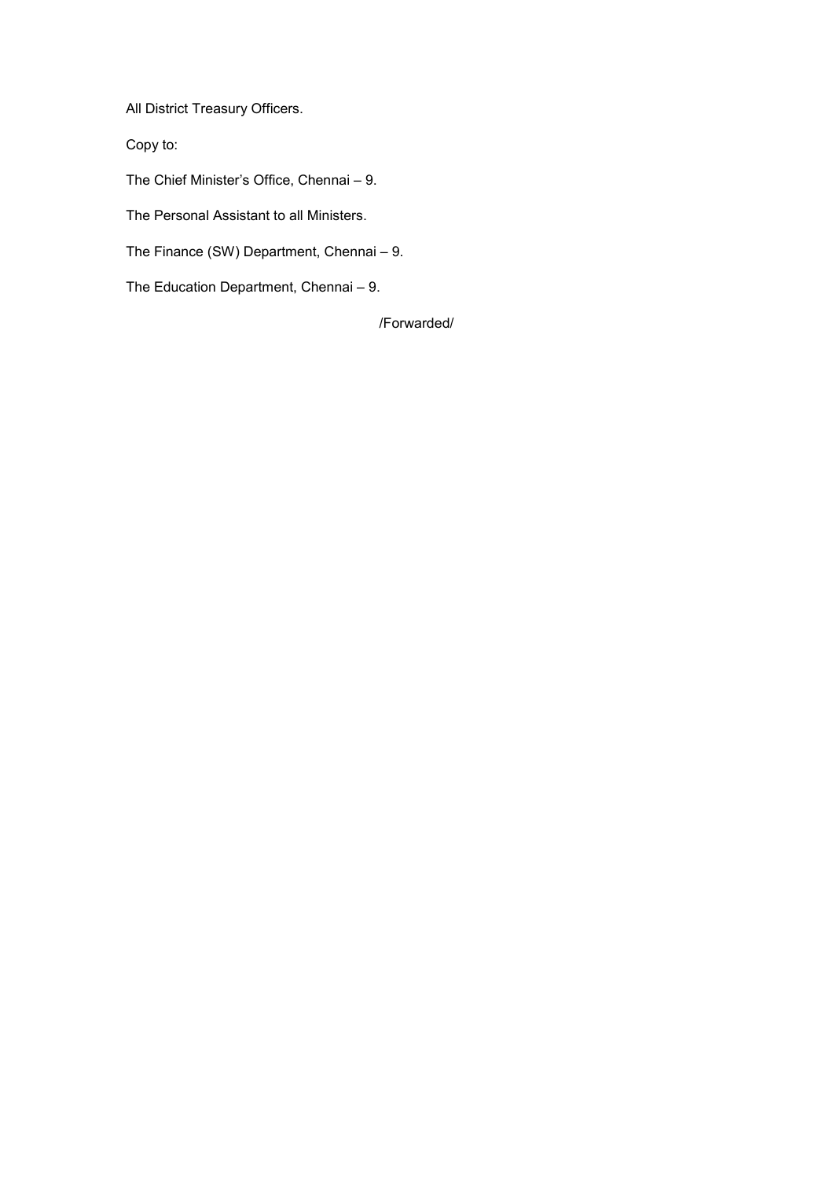All District Treasury Officers.

Copy to:

The Chief Minister's Office, Chennai – 9.

The Personal Assistant to all Ministers.

The Finance (SW) Department, Chennai – 9.

The Education Department, Chennai – 9.

/Forwarded/